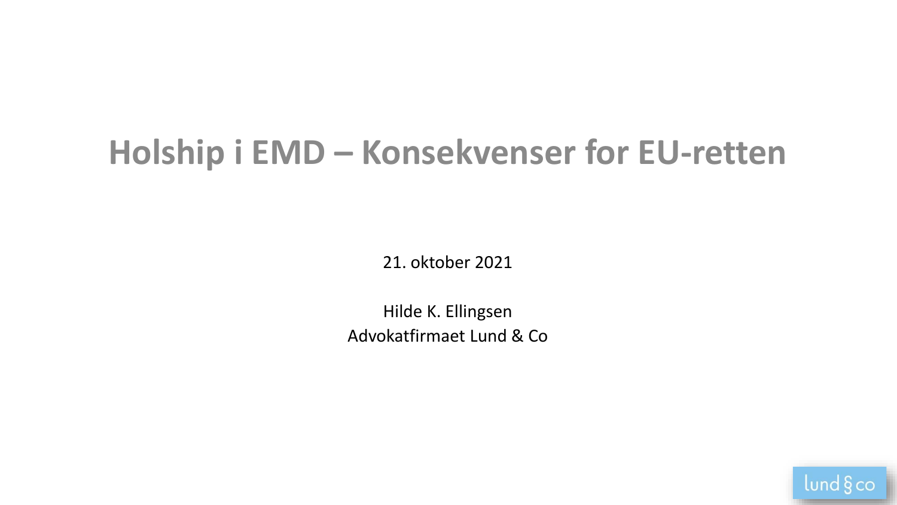# Holship i EMD – Konsekvenser for EU-retten

21. oktober 2021

Hilde K. Ellingsen
Advokatfirmaet Lund & Co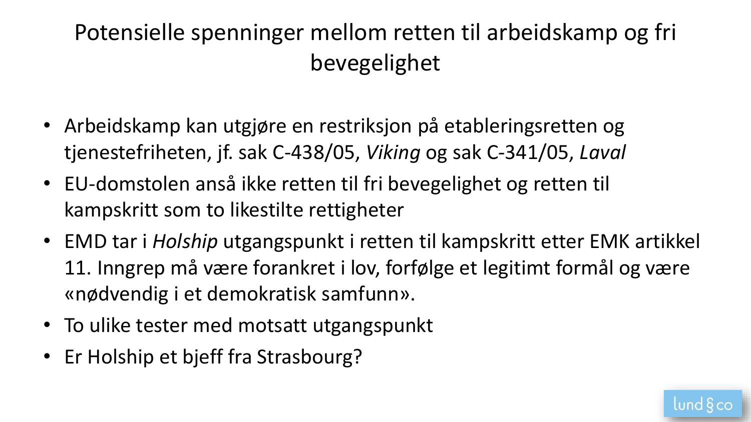# Potensielle spenninger mellom retten til arbeidskamp og fri bevegelighet

- Arbeidskamp kan utgjøre en restriksjon på etableringsretten og tjenestefriheten, jf. sak C-438/05, *Viking* og sak C-341/05, *Laval*
- EU-domstolen anså ikke retten til fri bevegelighet og retten til kampskritt som to likestilte rettigheter
- EMD tar i *Holship* utgangspunkt i retten til kampskritt etter EMK artikkel 11. Inngrep må være forankret i lov, forfølge et legitimt formål og være «nødvendig i et demokratisk samfunn».
- To ulike tester med motsatt utgangspunkt
- Er Holship et bjeff fra Strasbourg?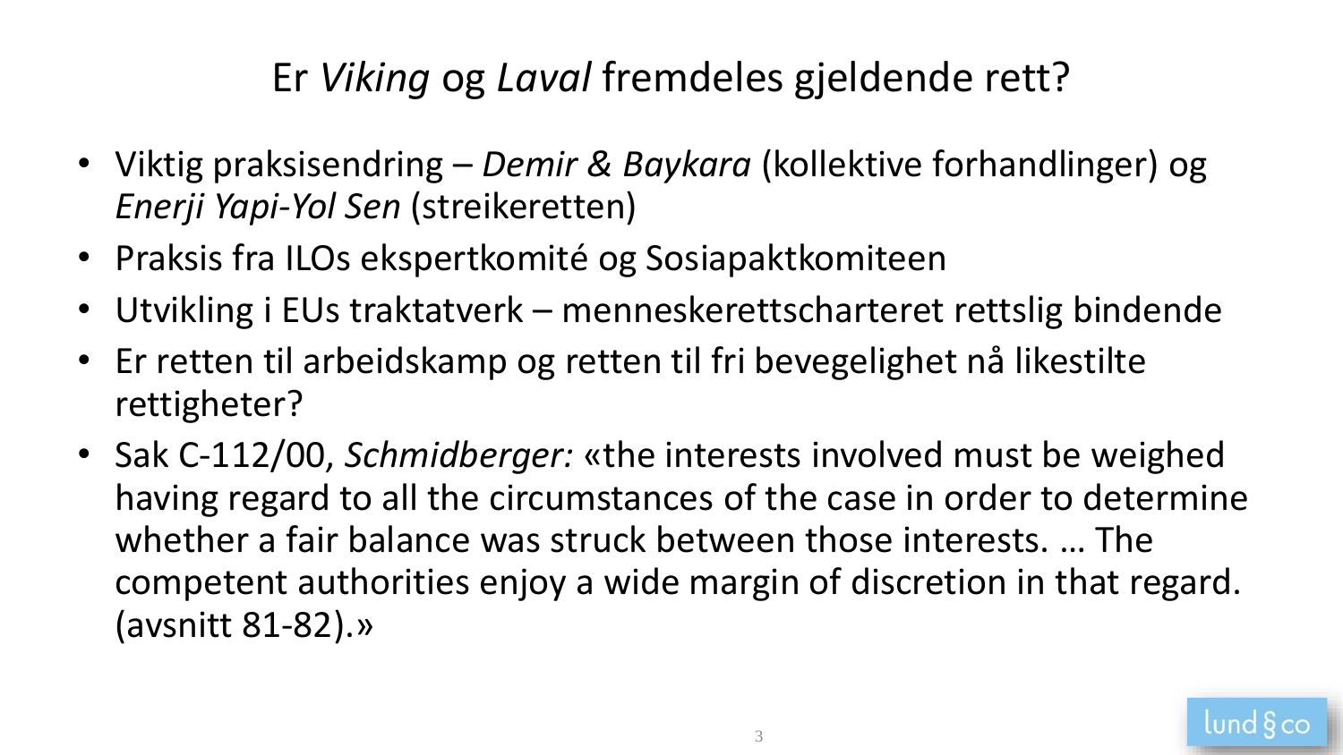# Er *Viking* og *Laval* fremdeles gjeldende rett?

- Viktig praksisendring – *Demir & Baykara* (kollektive forhandlinger) og *Enerji Yapi-Yol Sen* (streikeretten)
- Praksis fra ILOs ekspertkomité og Sosiapaktkomiteen
- Utvikling i EUs traktatverk – menneskerettscharteret rettslig bindende
- Er retten til arbeidskamp og retten til fri bevegelighet nå likestilte rettigheter?
- Sak C-112/00, *Schmidberger:* «the interests involved must be weighed having regard to all the circumstances of the case in order to determine whether a fair balance was struck between those interests. … The competent authorities enjoy a wide margin of discretion in that regard. (avsnitt 81-82).»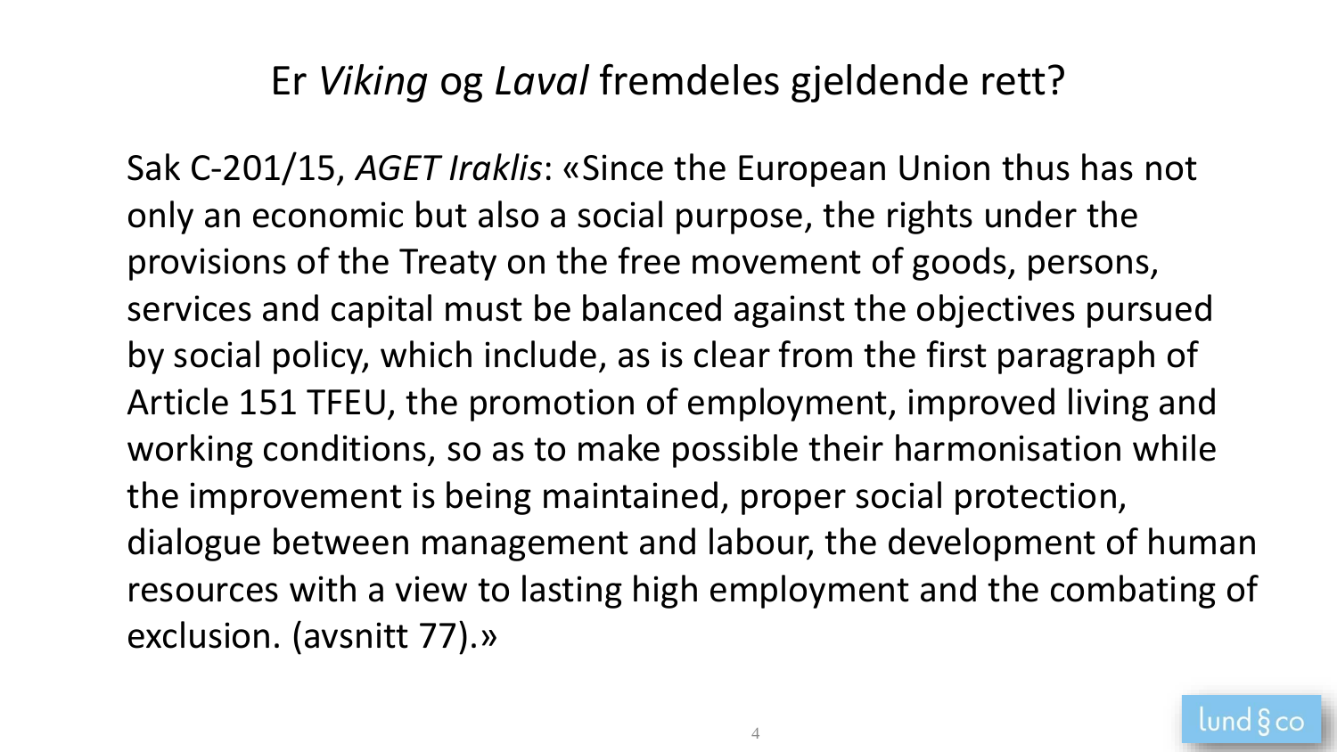# Er *Viking* og *Laval* fremdeles gjeldende rett?

Sak C-201/15, *AGET Iraklis*: «Since the European Union thus has not only an economic but also a social purpose, the rights under the provisions of the Treaty on the free movement of goods, persons, services and capital must be balanced against the objectives pursued by social policy, which include, as is clear from the first paragraph of Article 151 TFEU, the promotion of employment, improved living and working conditions, so as to make possible their harmonisation while the improvement is being maintained, proper social protection, dialogue between management and labour, the development of human resources with a view to lasting high employment and the combating of exclusion. (avsnitt 77).»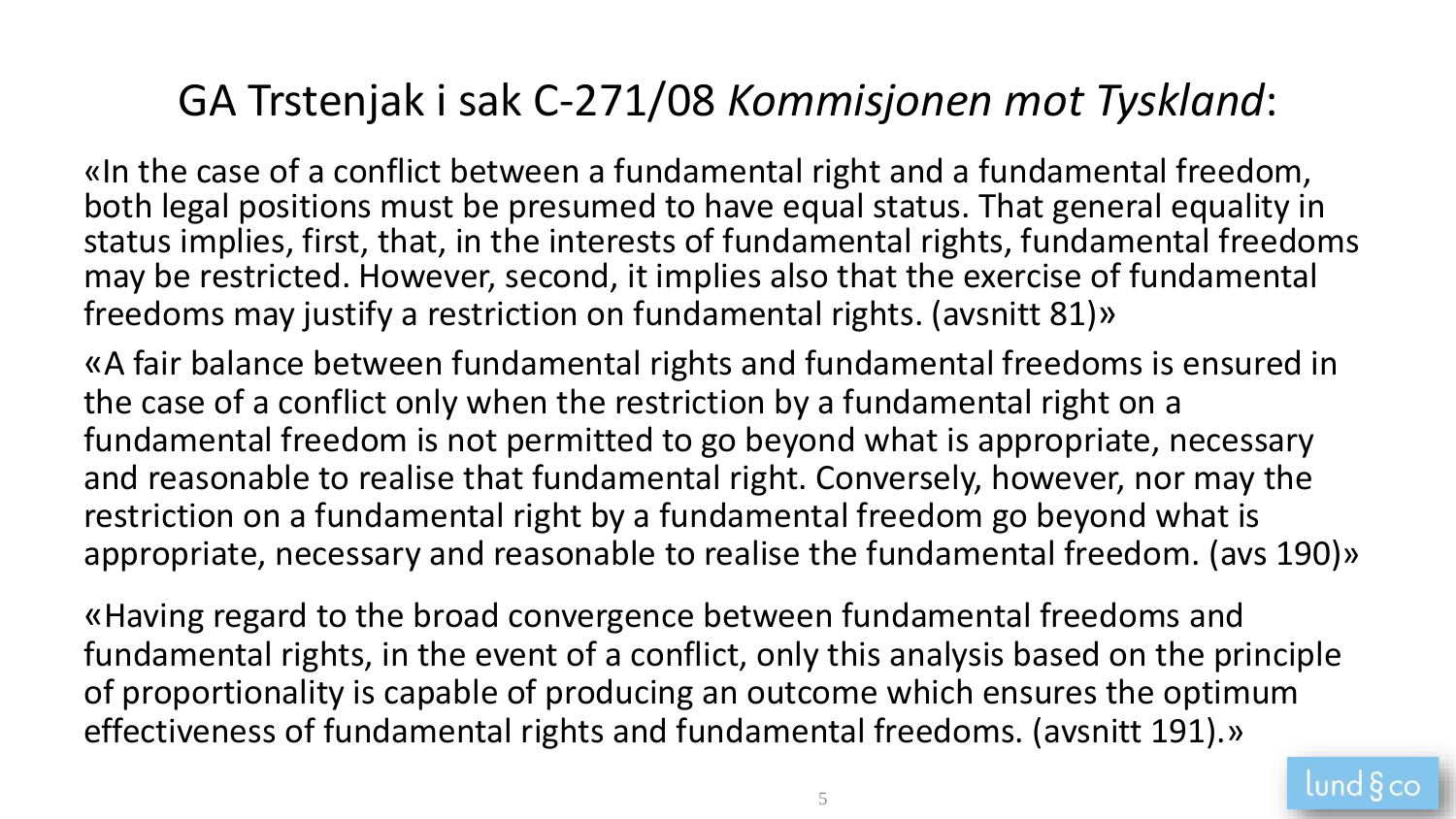# GA Trstenjak i sak C-271/08 *Kommisjonen mot Tyskland*:

«In the case of a conflict between a fundamental right and a fundamental freedom, both legal positions must be presumed to have equal status. That general equality in status implies, first, that, in the interests of fundamental rights, fundamental freedoms may be restricted. However, second, it implies also that the exercise of fundamental freedoms may justify a restriction on fundamental rights. (avsnitt 81)»

«A fair balance between fundamental rights and fundamental freedoms is ensured in the case of a conflict only when the restriction by a fundamental right on a fundamental freedom is not permitted to go beyond what is appropriate, necessary and reasonable to realise that fundamental right. Conversely, however, nor may the restriction on a fundamental right by a fundamental freedom go beyond what is appropriate, necessary and reasonable to realise the fundamental freedom. (avs 190)»

«Having regard to the broad convergence between fundamental freedoms and fundamental rights, in the event of a conflict, only this analysis based on the principle of proportionality is capable of producing an outcome which ensures the optimum effectiveness of fundamental rights and fundamental freedoms. (avsnitt 191).»